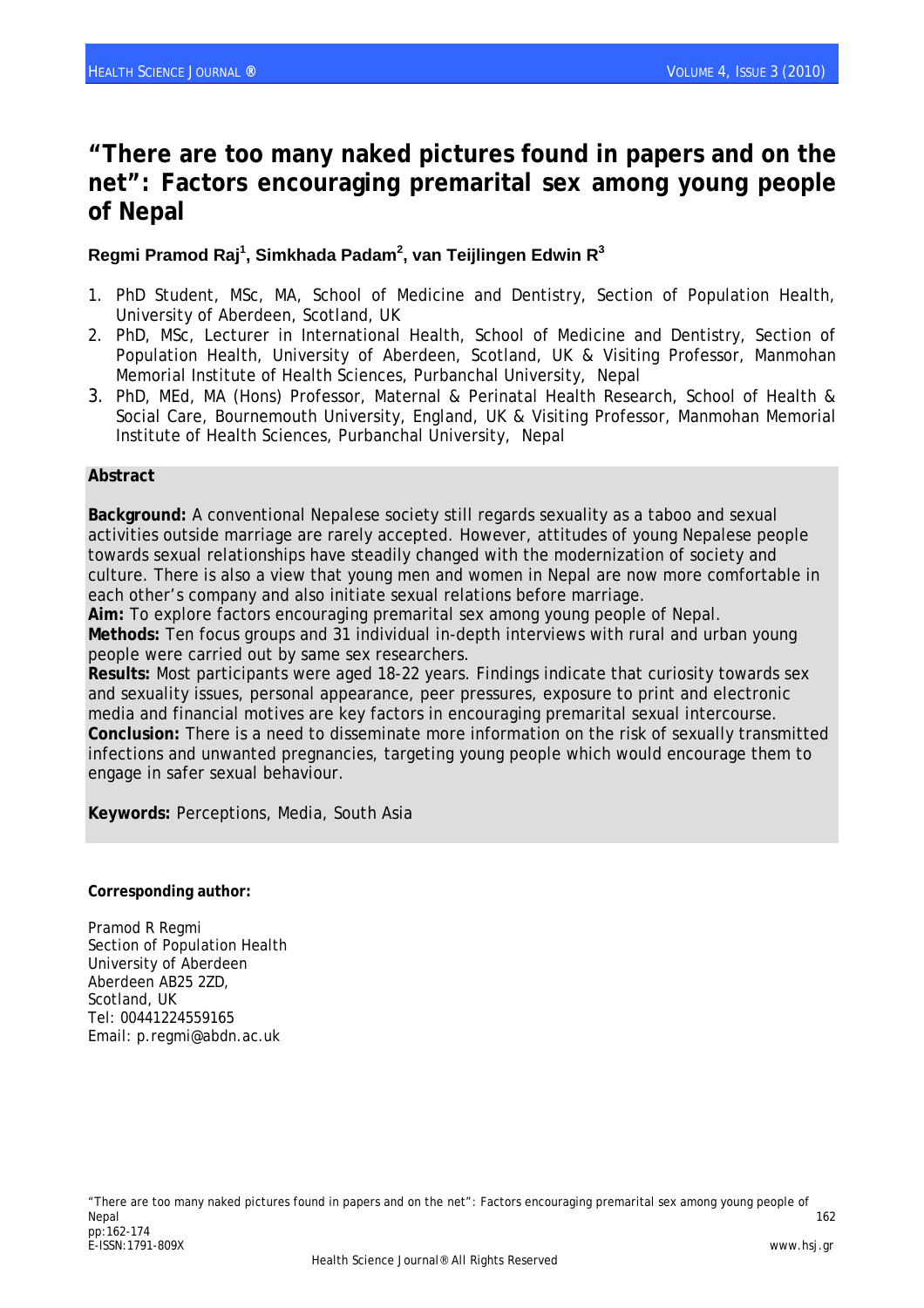# "There are too many naked pictures found in papers and on the net": Factors encouraging premarital sex among young people of Nepal

**Regmi Pramod Raj[1], Simkhada Padam[2], van Teijlingen Edwin R[3]**

1. PhD Student, MSc, MA, School of Medicine and Dentistry, Section of Population Health, University of Aberdeen, Scotland, UK
2. PhD, MSc, Lecturer in International Health, School of Medicine and Dentistry, Section of Population Health, University of Aberdeen, Scotland, UK & Visiting Professor, Manmohan Memorial Institute of Health Sciences, Purbanchal University, Nepal
3. PhD, MEd, MA (Hons) Professor, Maternal & Perinatal Health Research, School of Health & Social Care, Bournemouth University, England, UK & Visiting Professor, Manmohan Memorial Institute of Health Sciences, Purbanchal University, Nepal

## Abstract

**Background:** A conventional Nepalese society still regards sexuality as a taboo and sexual activities outside marriage are rarely accepted. However, attitudes of young Nepalese people towards sexual relationships have steadily changed with the modernization of society and culture. There is also a view that young men and women in Nepal are now more comfortable in each other's company and also initiate sexual relations before marriage.

**Aim:** To explore factors encouraging premarital sex among young people of Nepal.

**Methods:** Ten focus groups and 31 individual in-depth interviews with rural and urban young people were carried out by same sex researchers.

**Results:** Most participants were aged 18-22 years. Findings indicate that curiosity towards sex and sexuality issues, personal appearance, peer pressures, exposure to print and electronic media and financial motives are key factors in encouraging premarital sexual intercourse.

**Conclusion:** There is a need to disseminate more information on the risk of sexually transmitted infections and unwanted pregnancies, targeting young people which would encourage them to engage in safer sexual behaviour.

**Keywords:** Perceptions, Media, South Asia

**Corresponding author:**

Pramod R Regmi
Section of Population Health
University of Aberdeen
Aberdeen AB25 2ZD,
Scotland, UK
Tel: 00441224559165
Email: p.regmi@abdn.ac.uk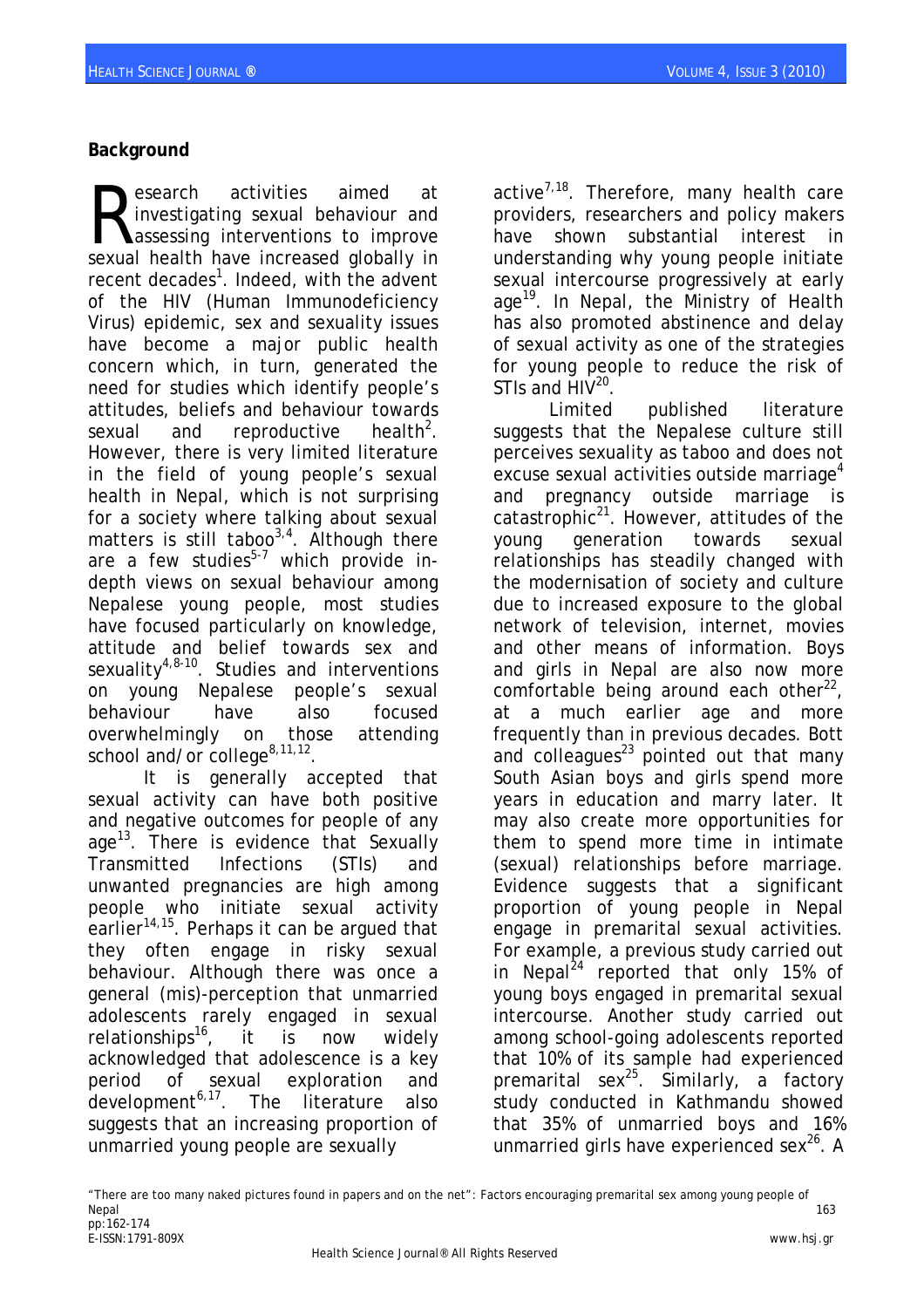## Background

Research activities aimed at investigating sexual behaviour and assessing interventions to improve sexual health have increased globally in recent decades[1]. Indeed, with the advent of the HIV (Human Immunodeficiency Virus) epidemic, sex and sexuality issues have become a major public health concern which, in turn, generated the need for studies which identify people's attitudes, beliefs and behaviour towards sexual and reproductive health[2]. However, there is very limited literature in the field of young people's sexual health in Nepal, which is not surprising for a society where talking about sexual matters is still taboo[3,4]. Although there are a few studies[5-7] which provide in-depth views on sexual behaviour among Nepalese young people, most studies have focused particularly on knowledge, attitude and belief towards sex and sexuality[4,8-10]. Studies and interventions on young Nepalese people's sexual behaviour have also focused overwhelmingly on those attending school and/or college[8,11,12].

It is generally accepted that sexual activity can have both positive and negative outcomes for people of any age[13]. There is evidence that Sexually Transmitted Infections (STIs) and unwanted pregnancies are high among people who initiate sexual activity earlier[14,15]. Perhaps it can be argued that they often engage in risky sexual behaviour. Although there was once a general (mis)-perception that unmarried adolescents rarely engaged in sexual relationships[16], it is now widely acknowledged that adolescence is a key period of sexual exploration and development[6,17]. The literature also suggests that an increasing proportion of unmarried young people are sexually active[7,18]. Therefore, many health care providers, researchers and policy makers have shown substantial interest in understanding why young people initiate sexual intercourse progressively at early age[19]. In Nepal, the Ministry of Health has also promoted abstinence and delay of sexual activity as one of the strategies for young people to reduce the risk of STIs and HIV[20].

Limited published literature suggests that the Nepalese culture still perceives sexuality as taboo and does not excuse sexual activities outside marriage[4] and pregnancy outside marriage is catastrophic[21]. However, attitudes of the young generation towards sexual relationships has steadily changed with the modernisation of society and culture due to increased exposure to the global network of television, internet, movies and other means of information. Boys and girls in Nepal are also now more comfortable being around each other[22], at a much earlier age and more frequently than in previous decades. Bott and colleagues[23] pointed out that many South Asian boys and girls spend more years in education and marry later. It may also create more opportunities for them to spend more time in intimate (sexual) relationships before marriage. Evidence suggests that a significant proportion of young people in Nepal engage in premarital sexual activities. For example, a previous study carried out in Nepal[24] reported that only 15% of young boys engaged in premarital sexual intercourse. Another study carried out among school-going adolescents reported that 10% of its sample had experienced premarital sex[25]. Similarly, a factory study conducted in Kathmandu showed that 35% of unmarried boys and 16% unmarried girls have experienced sex[26]. A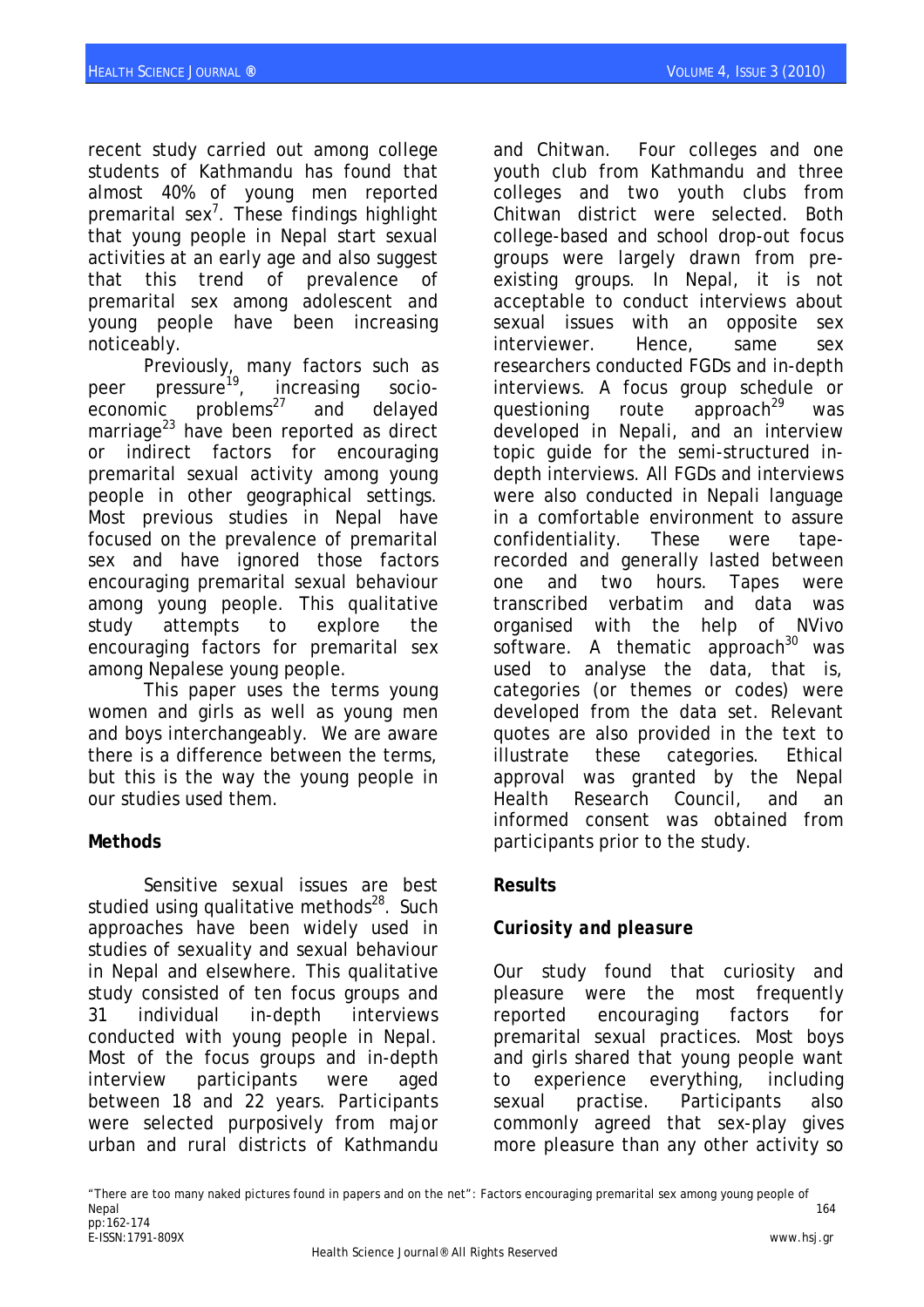recent study carried out among college students of Kathmandu has found that almost 40% of young men reported premarital sex[7]. These findings highlight that young people in Nepal start sexual activities at an early age and also suggest that this trend of prevalence of premarital sex among adolescent and young people have been increasing noticeably.

Previously, many factors such as peer pressure[19], increasing socio-economic problems[27] and delayed marriage[23] have been reported as direct or indirect factors for encouraging premarital sexual activity among young people in other geographical settings. Most previous studies in Nepal have focused on the prevalence of premarital sex and have ignored those factors encouraging premarital sexual behaviour among young people. This qualitative study attempts to explore the encouraging factors for premarital sex among Nepalese young people.

This paper uses the terms young women and girls as well as young men and boys interchangeably. We are aware there is a difference between the terms, but this is the way the young people in our studies used them.

**Methods**

Sensitive sexual issues are best studied using qualitative methods[28]. Such approaches have been widely used in studies of sexuality and sexual behaviour in Nepal and elsewhere. This qualitative study consisted of ten focus groups and 31 individual in-depth interviews conducted with young people in Nepal. Most of the focus groups and in-depth interview participants were aged between 18 and 22 years. Participants were selected purposively from major urban and rural districts of Kathmandu and Chitwan. Four colleges and one youth club from Kathmandu and three colleges and two youth clubs from Chitwan district were selected. Both college-based and school drop-out focus groups were largely drawn from pre-existing groups. In Nepal, it is not acceptable to conduct interviews about sexual issues with an opposite sex interviewer. Hence, same sex researchers conducted FGDs and in-depth interviews. A focus group schedule or questioning route approach[29] was developed in Nepali, and an interview topic guide for the semi-structured in-depth interviews. All FGDs and interviews were also conducted in Nepali language in a comfortable environment to assure confidentiality. These were tape-recorded and generally lasted between one and two hours. Tapes were transcribed verbatim and data was organised with the help of NVivo software. A thematic approach[30] was used to analyse the data, that is, categories (or themes or codes) were developed from the data set. Relevant quotes are also provided in the text to illustrate these categories. Ethical approval was granted by the Nepal Health Research Council, and an informed consent was obtained from participants prior to the study.

**Results**

***Curiosity and pleasure***

Our study found that curiosity and pleasure were the most frequently reported encouraging factors for premarital sexual practices. Most boys and girls shared that young people want to experience everything, including sexual practise. Participants also commonly agreed that sex-play gives more pleasure than any other activity so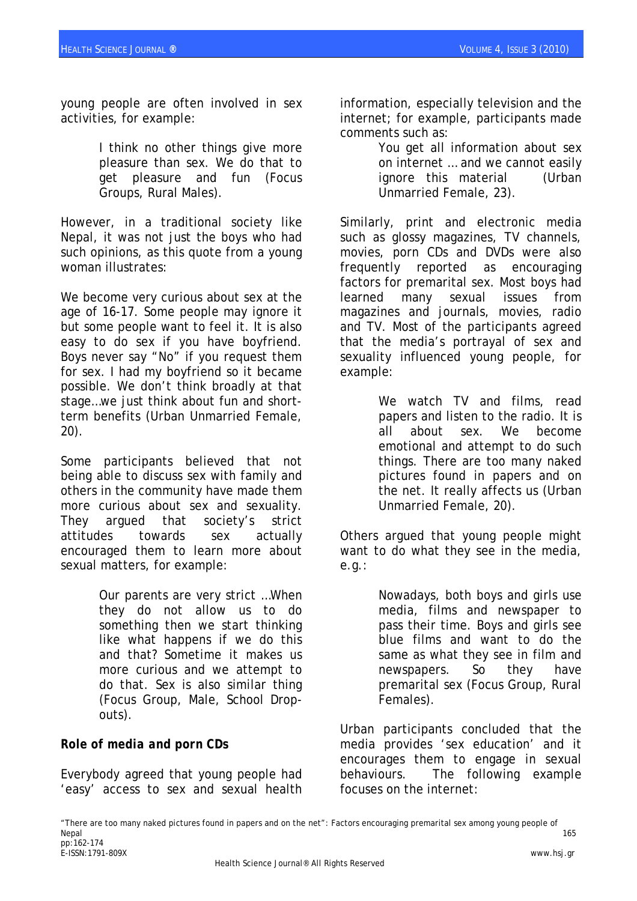young people are often involved in sex activities, for example:

> I think no other things give more pleasure than sex. We do that to get pleasure and fun (Focus Groups, Rural Males).

However, in a traditional society like Nepal, it was not just the boys who had such opinions, as this quote from a young woman illustrates:

We become very curious about sex at the age of 16-17. Some people may ignore it but some people want to feel it. It is also easy to do sex if you have boyfriend. Boys never say "No" if you request them for sex. I had my boyfriend so it became possible. We don't think broadly at that stage…we just think about fun and short-term benefits (Urban Unmarried Female, 20).

Some participants believed that not being able to discuss sex with family and others in the community have made them more curious about sex and sexuality. They argued that society's strict attitudes towards sex actually encouraged them to learn more about sexual matters, for example:

> Our parents are very strict …When they do not allow us to do something then we start thinking like what happens if we do this and that? Sometime it makes us more curious and we attempt to do that. Sex is also similar thing (Focus Group, Male, School Drop-outs).

***Role of media and porn CDs***

Everybody agreed that young people had 'easy' access to sex and sexual health information, especially television and the internet; for example, participants made comments such as:

> You get all information about sex on internet … and we cannot easily ignore this material (Urban Unmarried Female, 23).

Similarly, print and electronic media such as glossy magazines, TV channels, movies, porn CDs and DVDs were also frequently reported as encouraging factors for premarital sex. Most boys had learned many sexual issues from magazines and journals, movies, radio and TV. Most of the participants agreed that the media's portrayal of sex and sexuality influenced young people, for example:

> We watch TV and films, read papers and listen to the radio. It is all about sex. We become emotional and attempt to do such things. There are too many naked pictures found in papers and on the net. It really affects us (Urban Unmarried Female, 20).

Others argued that young people might want to do what they see in the media, e.g.:

> Nowadays, both boys and girls use media, films and newspaper to pass their time. Boys and girls see blue films and want to do the same as what they see in film and newspapers. So they have premarital sex (Focus Group, Rural Females).

Urban participants concluded that the media provides 'sex education' and it encourages them to engage in sexual behaviours. The following example focuses on the internet: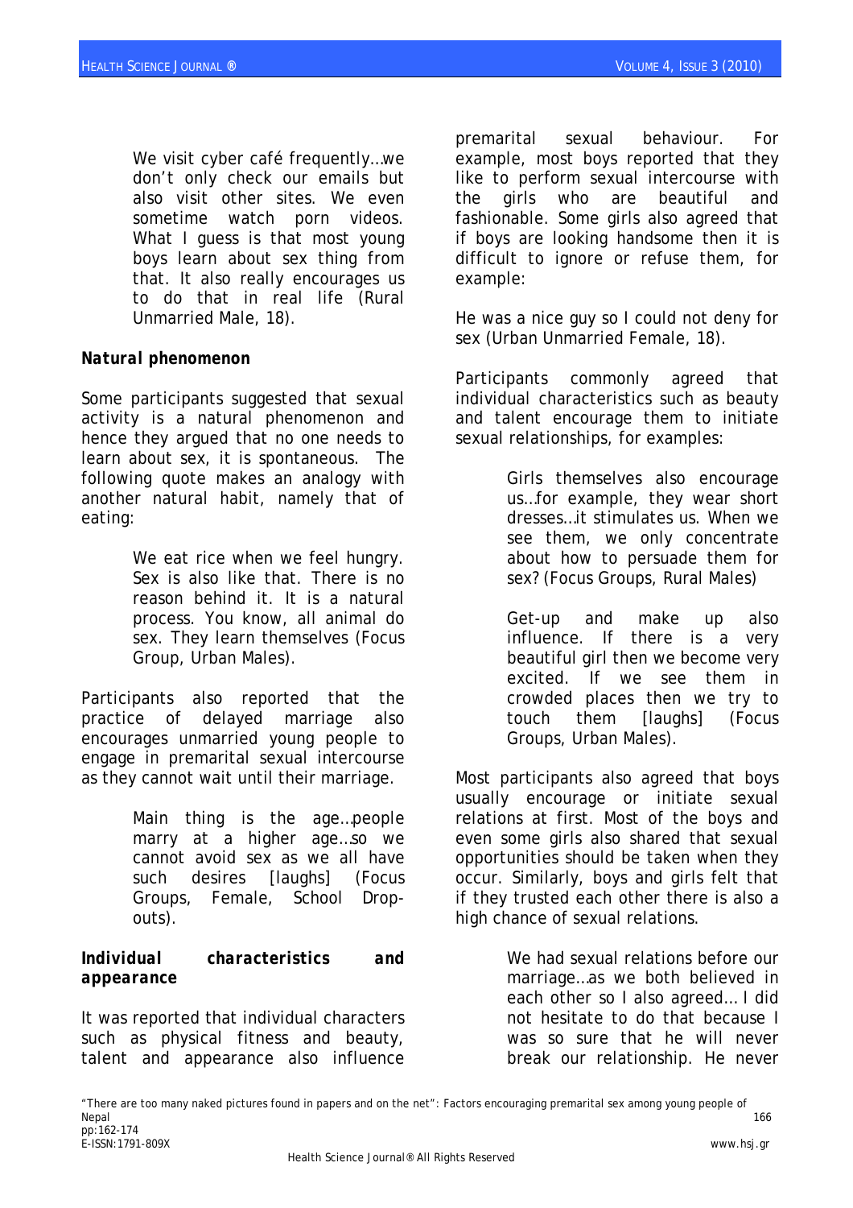> We visit cyber café frequently…we don't only check our emails but also visit other sites. We even sometime watch porn videos. What I guess is that most young boys learn about sex thing from that. It also really encourages us to do that in real life (Rural Unmarried Male, 18).

***Natural phenomenon***

Some participants suggested that sexual activity is a natural phenomenon and hence they argued that no one needs to learn about sex, it is spontaneous. The following quote makes an analogy with another natural habit, namely that of eating:

> We eat rice when we feel hungry. Sex is also like that. There is no reason behind it. It is a natural process. You know, all animal do sex. They learn themselves (Focus Group, Urban Males).

Participants also reported that the practice of delayed marriage also encourages unmarried young people to engage in premarital sexual intercourse as they cannot wait until their marriage.

> Main thing is the age…people marry at a higher age…so we cannot avoid sex as we all have such desires [laughs] (Focus Groups, Female, School Drop-outs).

***Individual characteristics and appearance***

It was reported that individual characters such as physical fitness and beauty, talent and appearance also influence premarital sexual behaviour. For example, most boys reported that they like to perform sexual intercourse with the girls who are beautiful and fashionable. Some girls also agreed that if boys are looking handsome then it is difficult to ignore or refuse them, for example:

He was a nice guy so I could not deny for sex (Urban Unmarried Female, 18).

Participants commonly agreed that individual characteristics such as beauty and talent encourage them to initiate sexual relationships, for examples:

> Girls themselves also encourage us…for example, they wear short dresses…it stimulates us. When we see them, we only concentrate about how to persuade them for sex? (Focus Groups, Rural Males)

> Get-up and make up also influence. If there is a very beautiful girl then we become very excited. If we see them in crowded places then we try to touch them [laughs] (Focus Groups, Urban Males).

Most participants also agreed that boys usually encourage or initiate sexual relations at first. Most of the boys and even some girls also shared that sexual opportunities should be taken when they occur. Similarly, boys and girls felt that if they trusted each other there is also a high chance of sexual relations.

> We had sexual relations before our marriage…as we both believed in each other so I also agreed… I did not hesitate to do that because I was so sure that he will never break our relationship. He never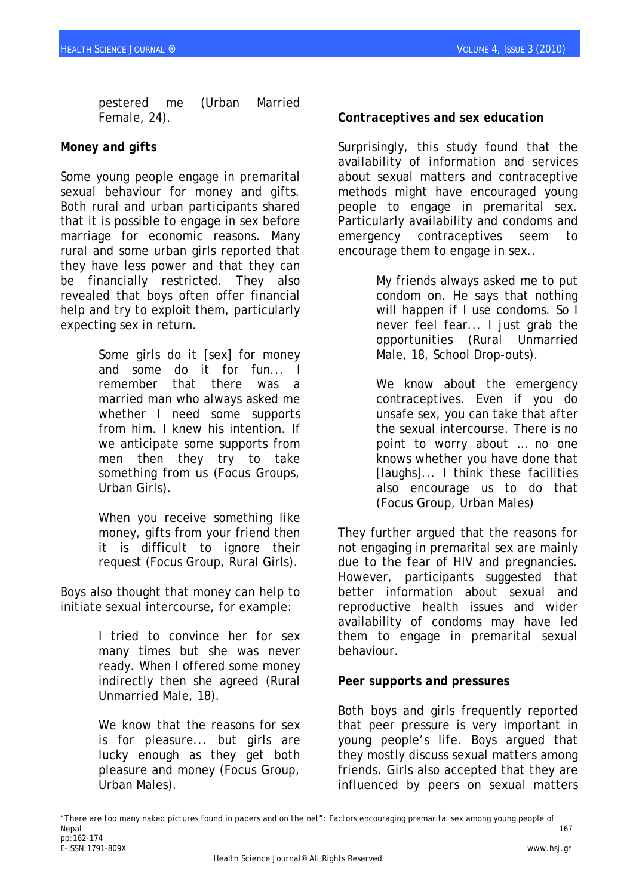pestered me (Urban Married Female, 24).

**Money and gifts**

Some young people engage in premarital sexual behaviour for money and gifts. Both rural and urban participants shared that it is possible to engage in sex before marriage for economic reasons. Many rural and some urban girls reported that they have less power and that they can be financially restricted. They also revealed that boys often offer financial help and try to exploit them, particularly expecting sex in return.

> Some girls do it [sex] for money and some do it for fun... I remember that there was a married man who always asked me whether I need some supports from him. I knew his intention. If we anticipate some supports from men then they try to take something from us (Focus Groups, Urban Girls).

> When you receive something like money, gifts from your friend then it is difficult to ignore their request (Focus Group, Rural Girls).

Boys also thought that money can help to initiate sexual intercourse, for example:

> I tried to convince her for sex many times but she was never ready. When I offered some money indirectly then she agreed (Rural Unmarried Male, 18).

> We know that the reasons for sex is for pleasure... but girls are lucky enough as they get both pleasure and money (Focus Group, Urban Males).

**Contraceptives and sex education**

Surprisingly, this study found that the availability of information and services about sexual matters and contraceptive methods might have encouraged young people to engage in premarital sex. Particularly availability and condoms and emergency contraceptives seem to encourage them to engage in sex..

> My friends always asked me to put condom on. He says that nothing will happen if I use condoms. So I never feel fear... I just grab the opportunities (Rural Unmarried Male, 18, School Drop-outs).

> We know about the emergency contraceptives. Even if you do unsafe sex, you can take that after the sexual intercourse. There is no point to worry about … no one knows whether you have done that [laughs]... I think these facilities also encourage us to do that (Focus Group, Urban Males)

They further argued that the reasons for not engaging in premarital sex are mainly due to the fear of HIV and pregnancies. However, participants suggested that better information about sexual and reproductive health issues and wider availability of condoms may have led them to engage in premarital sexual behaviour.

**Peer supports and pressures**

Both boys and girls frequently reported that peer pressure is very important in young people's life. Boys argued that they mostly discuss sexual matters among friends. Girls also accepted that they are influenced by peers on sexual matters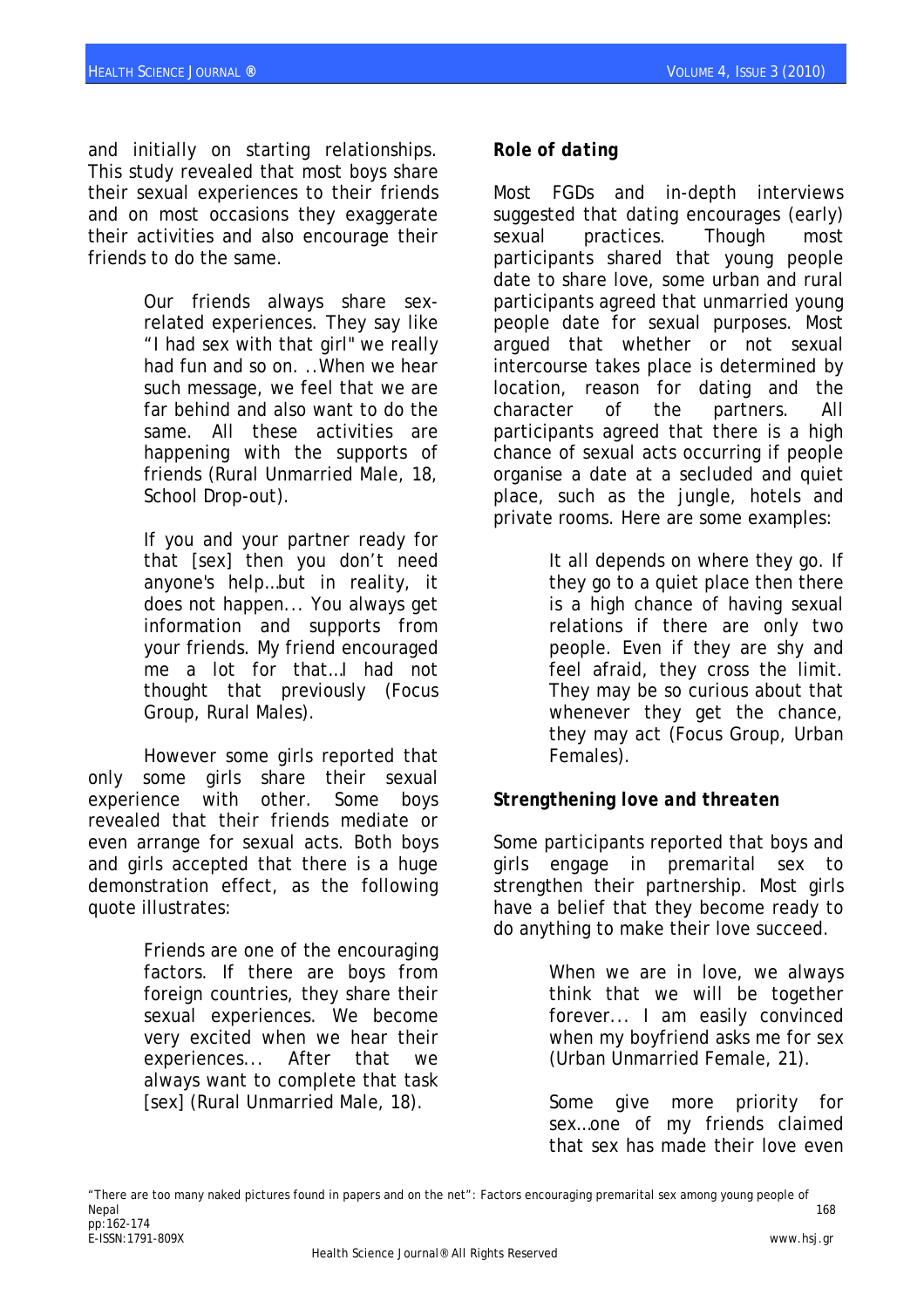and initially on starting relationships. This study revealed that most boys share their sexual experiences to their friends and on most occasions they exaggerate their activities and also encourage their friends to do the same.

> Our friends always share sex-related experiences. They say like "I had sex with that girl" we really had fun and so on. ..When we hear such message, we feel that we are far behind and also want to do the same. All these activities are happening with the supports of friends (Rural Unmarried Male, 18, School Drop-out).

> If you and your partner ready for that [sex] then you don't need anyone's help…but in reality, it does not happen... You always get information and supports from your friends. My friend encouraged me a lot for that…I had not thought that previously (Focus Group, Rural Males).

However some girls reported that only some girls share their sexual experience with other. Some boys revealed that their friends mediate or even arrange for sexual acts. Both boys and girls accepted that there is a huge demonstration effect, as the following quote illustrates:

> Friends are one of the encouraging factors. If there are boys from foreign countries, they share their sexual experiences. We become very excited when we hear their experiences... After that we always want to complete that task [sex] (Rural Unmarried Male, 18).

### *Role of dating*

Most FGDs and in-depth interviews suggested that dating encourages (early) sexual practices. Though most participants shared that young people date to share love, some urban and rural participants agreed that unmarried young people date for sexual purposes. Most argued that whether or not sexual intercourse takes place is determined by location, reason for dating and the character of the partners. All participants agreed that there is a high chance of sexual acts occurring if people organise a date at a secluded and quiet place, such as the jungle, hotels and private rooms. Here are some examples:

> It all depends on where they go. If they go to a quiet place then there is a high chance of having sexual relations if there are only two people. Even if they are shy and feel afraid, they cross the limit. They may be so curious about that whenever they get the chance, they may act (Focus Group, Urban Females).

### *Strengthening love and threaten*

Some participants reported that boys and girls engage in premarital sex to strengthen their partnership. Most girls have a belief that they become ready to do anything to make their love succeed.

> When we are in love, we always think that we will be together forever... I am easily convinced when my boyfriend asks me for sex (Urban Unmarried Female, 21).

> Some give more priority for sex…one of my friends claimed that sex has made their love even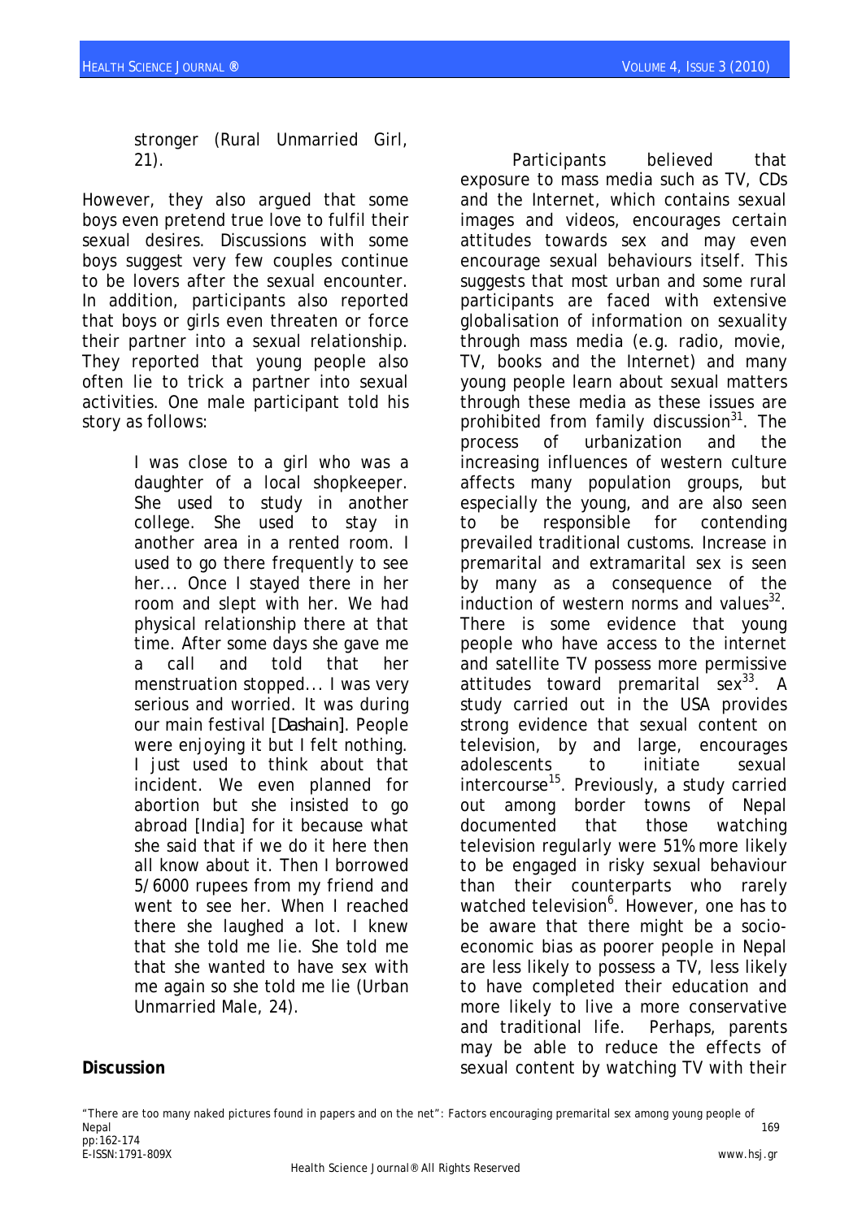stronger (Rural Unmarried Girl, 21).

However, they also argued that some boys even pretend true love to fulfil their sexual desires. Discussions with some boys suggest very few couples continue to be lovers after the sexual encounter. In addition, participants also reported that boys or girls even threaten or force their partner into a sexual relationship. They reported that young people also often lie to trick a partner into sexual activities. One male participant told his story as follows:

> I was close to a girl who was a daughter of a local shopkeeper. She used to study in another college. She used to stay in another area in a rented room. I used to go there frequently to see her... Once I stayed there in her room and slept with her. We had physical relationship there at that time. After some days she gave me a call and told that her menstruation stopped... I was very serious and worried. It was during our main festival [*Dashain*]. People were enjoying it but I felt nothing. I just used to think about that incident. We even planned for abortion but she insisted to go abroad [India] for it because what she said that if we do it here then all know about it. Then I borrowed 5/6000 rupees from my friend and went to see her. When I reached there she laughed a lot. I knew that she told me lie. She told me that she wanted to have sex with me again so she told me lie (Urban Unmarried Male, 24).

## Discussion

Participants believed that exposure to mass media such as TV, CDs and the Internet, which contains sexual images and videos, encourages certain attitudes towards sex and may even encourage sexual behaviours itself. This suggests that most urban and some rural participants are faced with extensive globalisation of information on sexuality through mass media (e.g. radio, movie, TV, books and the Internet) and many young people learn about sexual matters through these media as these issues are prohibited from family discussion[31]. The process of urbanization and the increasing influences of western culture affects many population groups, but especially the young, and are also seen to be responsible for contending prevailed traditional customs. Increase in premarital and extramarital sex is seen by many as a consequence of the induction of western norms and values[32]. There is some evidence that young people who have access to the internet and satellite TV possess more permissive attitudes toward premarital sex[33]. A study carried out in the USA provides strong evidence that sexual content on television, by and large, encourages adolescents to initiate sexual intercourse[15]. Previously, a study carried out among border towns of Nepal documented that those watching television regularly were 51% more likely to be engaged in risky sexual behaviour than their counterparts who rarely watched television[6]. However, one has to be aware that there might be a socio-economic bias as poorer people in Nepal are less likely to possess a TV, less likely to have completed their education and more likely to live a more conservative and traditional life. Perhaps, parents may be able to reduce the effects of sexual content by watching TV with their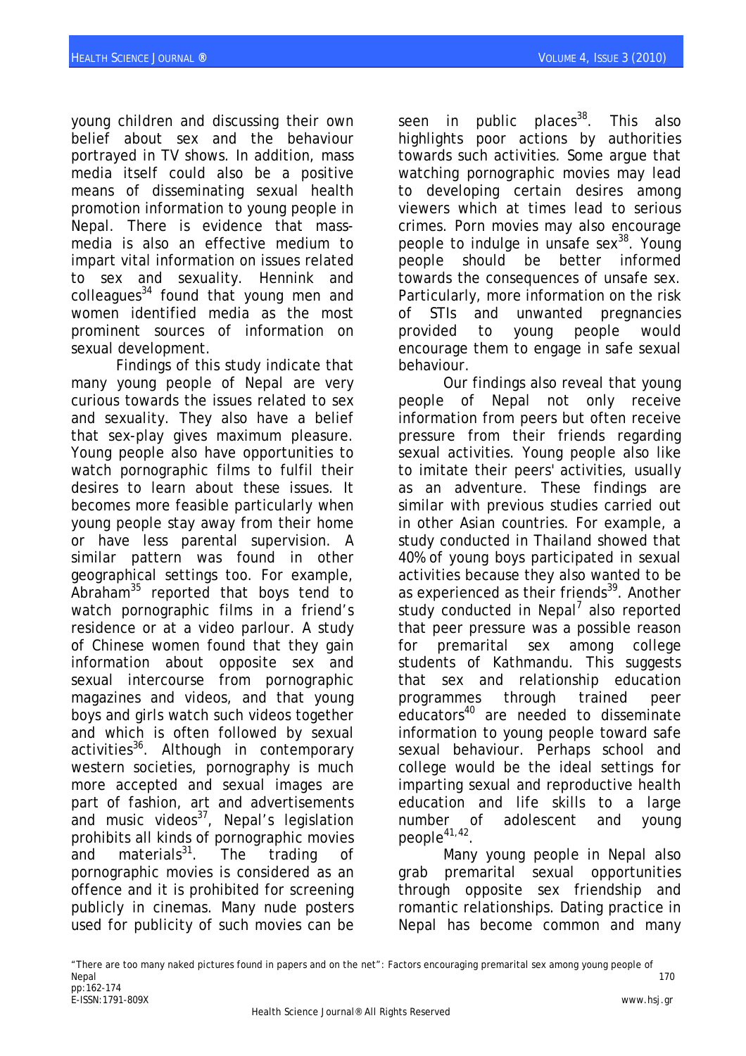young children and discussing their own belief about sex and the behaviour portrayed in TV shows. In addition, mass media itself could also be a positive means of disseminating sexual health promotion information to young people in Nepal. There is evidence that mass-media is also an effective medium to impart vital information on issues related to sex and sexuality. Hennink and colleagues[34] found that young men and women identified media as the most prominent sources of information on sexual development.

Findings of this study indicate that many young people of Nepal are very curious towards the issues related to sex and sexuality. They also have a belief that sex-play gives maximum pleasure. Young people also have opportunities to watch pornographic films to fulfil their desires to learn about these issues. It becomes more feasible particularly when young people stay away from their home or have less parental supervision. A similar pattern was found in other geographical settings too. For example, Abraham[35] reported that boys tend to watch pornographic films in a friend's residence or at a video parlour. A study of Chinese women found that they gain information about opposite sex and sexual intercourse from pornographic magazines and videos, and that young boys and girls watch such videos together and which is often followed by sexual activities[36]. Although in contemporary western societies, pornography is much more accepted and sexual images are part of fashion, art and advertisements and music videos[37], Nepal's legislation prohibits all kinds of pornographic movies and materials[31]. The trading of pornographic movies is considered as an offence and it is prohibited for screening publicly in cinemas. Many nude posters used for publicity of such movies can be seen in public places[38]. This also highlights poor actions by authorities towards such activities. Some argue that watching pornographic movies may lead to developing certain desires among viewers which at times lead to serious crimes. Porn movies may also encourage people to indulge in unsafe sex[38]. Young people should be better informed towards the consequences of unsafe sex. Particularly, more information on the risk of STIs and unwanted pregnancies provided to young people would encourage them to engage in safe sexual behaviour.

Our findings also reveal that young people of Nepal not only receive information from peers but often receive pressure from their friends regarding sexual activities. Young people also like to imitate their peers' activities, usually as an adventure. These findings are similar with previous studies carried out in other Asian countries. For example, a study conducted in Thailand showed that 40% of young boys participated in sexual activities because they also wanted to be as experienced as their friends[39]. Another study conducted in Nepal[7] also reported that peer pressure was a possible reason for premarital sex among college students of Kathmandu. This suggests that sex and relationship education programmes through trained peer educators[40] are needed to disseminate information to young people toward safe sexual behaviour. Perhaps school and college would be the ideal settings for imparting sexual and reproductive health education and life skills to a large number of adolescent and young people[41,42].

Many young people in Nepal also grab premarital sexual opportunities through opposite sex friendship and romantic relationships. Dating practice in Nepal has become common and many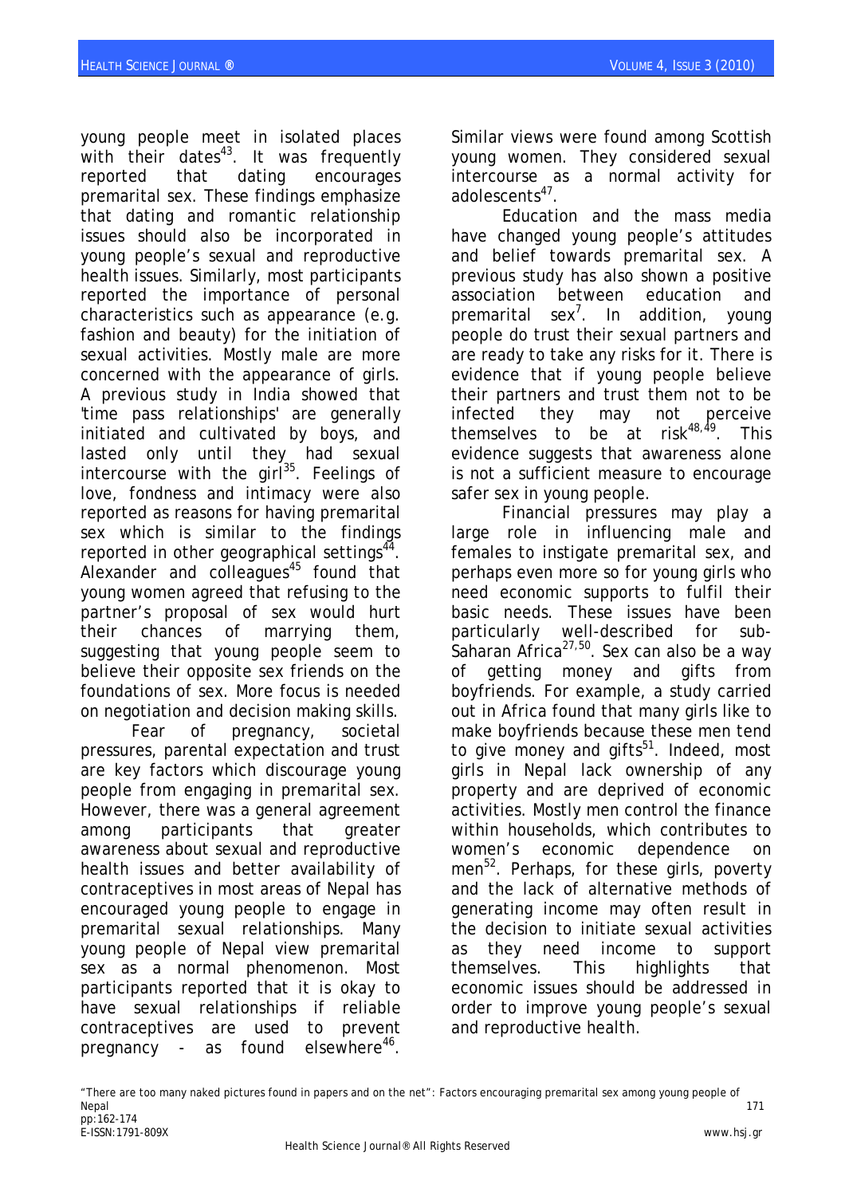young people meet in isolated places with their dates[43]. It was frequently reported that dating encourages premarital sex. These findings emphasize that dating and romantic relationship issues should also be incorporated in young people's sexual and reproductive health issues. Similarly, most participants reported the importance of personal characteristics such as appearance (e.g. fashion and beauty) for the initiation of sexual activities. Mostly male are more concerned with the appearance of girls. A previous study in India showed that 'time pass relationships' are generally initiated and cultivated by boys, and lasted only until they had sexual intercourse with the girl[35]. Feelings of love, fondness and intimacy were also reported as reasons for having premarital sex which is similar to the findings reported in other geographical settings[44]. Alexander and colleagues[45] found that young women agreed that refusing to the partner's proposal of sex would hurt their chances of marrying them, suggesting that young people seem to believe their opposite sex friends on the foundations of sex. More focus is needed on negotiation and decision making skills.

Fear of pregnancy, societal pressures, parental expectation and trust are key factors which discourage young people from engaging in premarital sex. However, there was a general agreement among participants that greater awareness about sexual and reproductive health issues and better availability of contraceptives in most areas of Nepal has encouraged young people to engage in premarital sexual relationships. Many young people of Nepal view premarital sex as a normal phenomenon. Most participants reported that it is okay to have sexual relationships if reliable contraceptives are used to prevent pregnancy - as found elsewhere[46]. Similar views were found among Scottish young women. They considered sexual intercourse as a normal activity for adolescents[47].

Education and the mass media have changed young people's attitudes and belief towards premarital sex. A previous study has also shown a positive association between education and premarital sex[7]. In addition, young people do trust their sexual partners and are ready to take any risks for it. There is evidence that if young people believe their partners and trust them not to be infected they may not perceive themselves to be at risk[48,49]. This evidence suggests that awareness alone is not a sufficient measure to encourage safer sex in young people.

Financial pressures may play a large role in influencing male and females to instigate premarital sex, and perhaps even more so for young girls who need economic supports to fulfil their basic needs. These issues have been particularly well-described for sub-Saharan Africa[27,50]. Sex can also be a way of getting money and gifts from boyfriends. For example, a study carried out in Africa found that many girls like to make boyfriends because these men tend to give money and gifts[51]. Indeed, most girls in Nepal lack ownership of any property and are deprived of economic activities. Mostly men control the finance within households, which contributes to women's economic dependence on men[52]. Perhaps, for these girls, poverty and the lack of alternative methods of generating income may often result in the decision to initiate sexual activities as they need income to support themselves. This highlights that economic issues should be addressed in order to improve young people's sexual and reproductive health.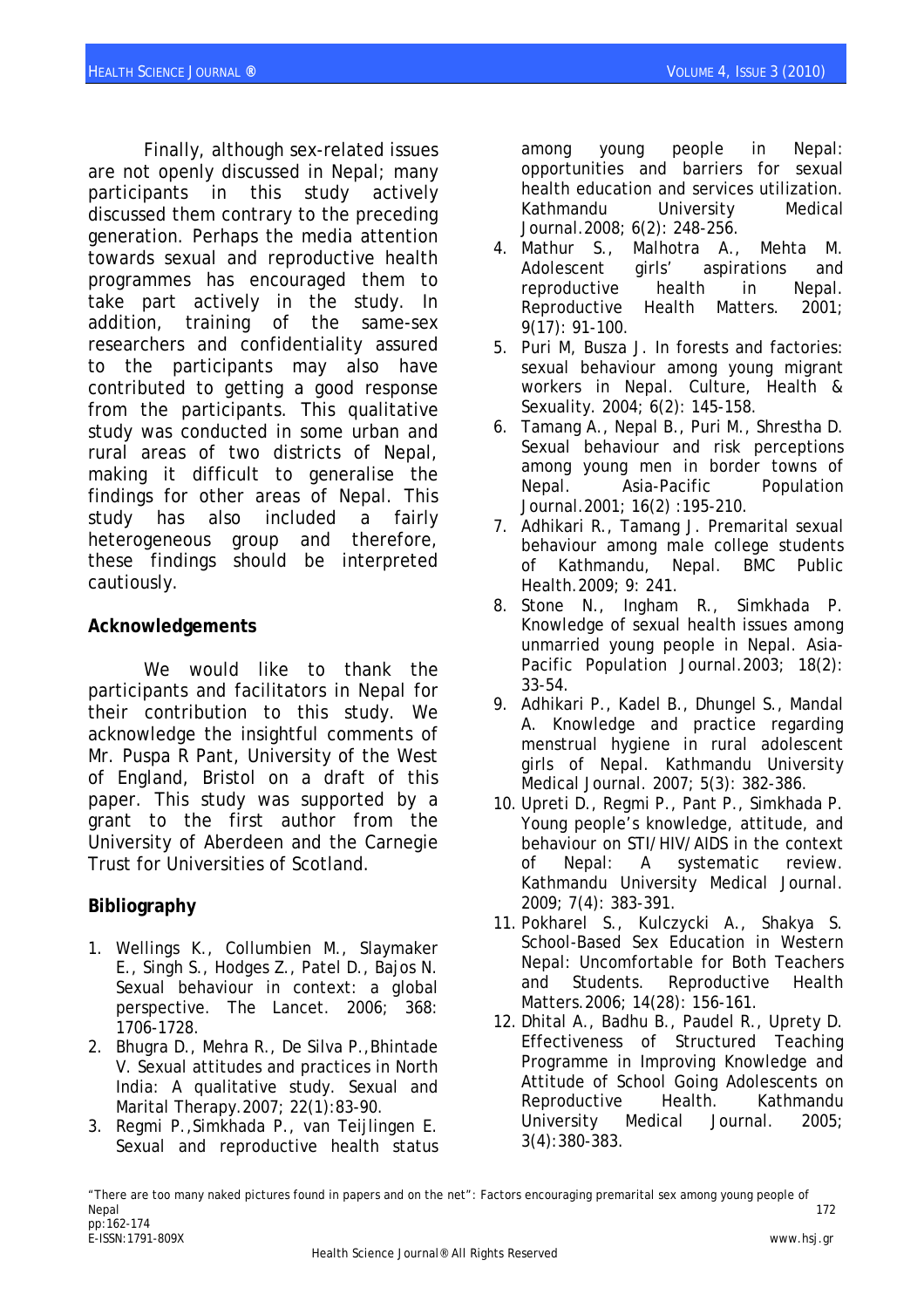Finally, although sex-related issues are not openly discussed in Nepal; many participants in this study actively discussed them contrary to the preceding generation. Perhaps the media attention towards sexual and reproductive health programmes has encouraged them to take part actively in the study. In addition, training of the same-sex researchers and confidentiality assured to the participants may also have contributed to getting a good response from the participants. This qualitative study was conducted in some urban and rural areas of two districts of Nepal, making it difficult to generalise the findings for other areas of Nepal. This study has also included a fairly heterogeneous group and therefore, these findings should be interpreted cautiously.

## Acknowledgements

We would like to thank the participants and facilitators in Nepal for their contribution to this study. We acknowledge the insightful comments of Mr. Puspa R Pant, University of the West of England, Bristol on a draft of this paper. This study was supported by a grant to the first author from the University of Aberdeen and the Carnegie Trust for Universities of Scotland.

## Bibliography

1. Wellings K., Collumbien M., Slaymaker E., Singh S., Hodges Z., Patel D., Bajos N. Sexual behaviour in context: a global perspective. The Lancet. 2006; 368: 1706-1728.
2. Bhugra D., Mehra R., De Silva P.,Bhintade V. Sexual attitudes and practices in North India: A qualitative study. Sexual and Marital Therapy.2007; 22(1):83-90.
3. Regmi P.,Simkhada P., van Teijlingen E. Sexual and reproductive health status among young people in Nepal: opportunities and barriers for sexual health education and services utilization. Kathmandu University Medical Journal.2008; 6(2): 248-256.
4. Mathur S., Malhotra A., Mehta M. Adolescent girls' aspirations and reproductive health in Nepal. Reproductive Health Matters. 2001; 9(17): 91-100.
5. Puri M, Busza J. In forests and factories: sexual behaviour among young migrant workers in Nepal. Culture, Health & Sexuality. 2004; 6(2): 145-158.
6. Tamang A., Nepal B., Puri M., Shrestha D. Sexual behaviour and risk perceptions among young men in border towns of Nepal. Asia-Pacific Population Journal.2001; 16(2) :195-210.
7. Adhikari R., Tamang J. Premarital sexual behaviour among male college students of Kathmandu, Nepal. BMC Public Health.2009; 9: 241.
8. Stone N., Ingham R., Simkhada P. Knowledge of sexual health issues among unmarried young people in Nepal. Asia-Pacific Population Journal.2003; 18(2): 33-54.
9. Adhikari P., Kadel B., Dhungel S., Mandal A. Knowledge and practice regarding menstrual hygiene in rural adolescent girls of Nepal. Kathmandu University Medical Journal. 2007; 5(3): 382-386.
10. Upreti D., Regmi P., Pant P., Simkhada P. Young people's knowledge, attitude, and behaviour on STI/HIV/AIDS in the context of Nepal: A systematic review. Kathmandu University Medical Journal. 2009; 7(4): 383-391.
11. Pokharel S., Kulczycki A., Shakya S. School-Based Sex Education in Western Nepal: Uncomfortable for Both Teachers and Students. Reproductive Health Matters.2006; 14(28): 156-161.
12. Dhital A., Badhu B., Paudel R., Uprety D. Effectiveness of Structured Teaching Programme in Improving Knowledge and Attitude of School Going Adolescents on Reproductive Health. Kathmandu University Medical Journal. 2005; 3(4):380-383.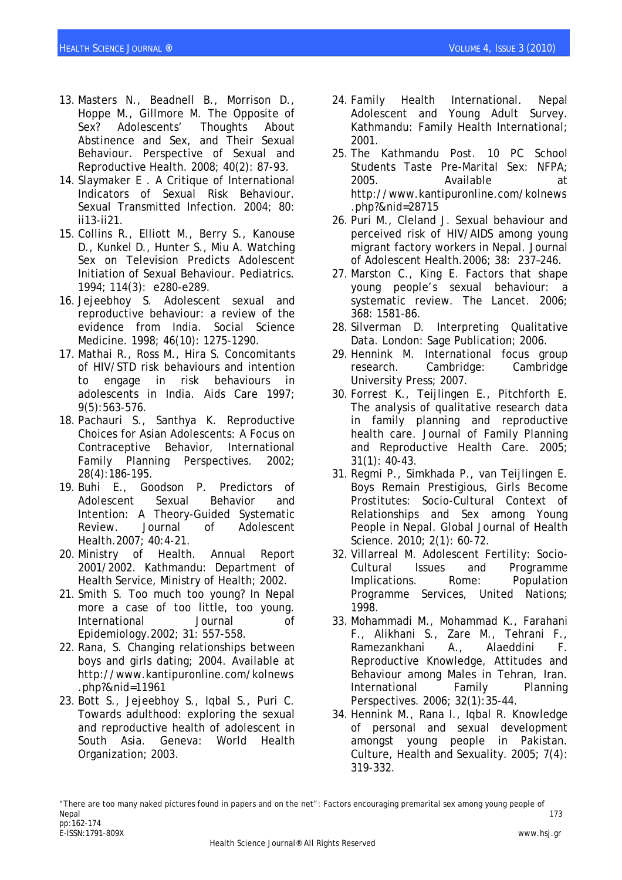13. Masters N., Beadnell B., Morrison D., Hoppe M., Gillmore M. The Opposite of Sex? Adolescents' Thoughts About Abstinence and Sex, and Their Sexual Behaviour. Perspective of Sexual and Reproductive Health. 2008; 40(2): 87-93.
14. Slaymaker E . A Critique of International Indicators of Sexual Risk Behaviour. Sexual Transmitted Infection. 2004; 80: ii13-ii21.
15. Collins R., Elliott M., Berry S., Kanouse D., Kunkel D., Hunter S., Miu A. Watching Sex on Television Predicts Adolescent Initiation of Sexual Behaviour. Pediatrics. 1994; 114(3): e280-e289.
16. Jejeebhoy S. Adolescent sexual and reproductive behaviour: a review of the evidence from India. Social Science Medicine. 1998; 46(10): 1275-1290.
17. Mathai R., Ross M., Hira S. Concomitants of HIV/STD risk behaviours and intention to engage in risk behaviours in adolescents in India. Aids Care 1997; 9(5):563-576.
18. Pachauri S., Santhya K. Reproductive Choices for Asian Adolescents: A Focus on Contraceptive Behavior, International Family Planning Perspectives. 2002; 28(4):186-195.
19. Buhi E., Goodson P. Predictors of Adolescent Sexual Behavior and Intention: A Theory-Guided Systematic Review. Journal of Adolescent Health.2007; 40:4-21.
20. Ministry of Health. Annual Report 2001/2002. Kathmandu: Department of Health Service, Ministry of Health; 2002.
21. Smith S. Too much too young? In Nepal more a case of too little, too young. International Journal of Epidemiology.2002; 31: 557-558.
22. Rana, S. Changing relationships between boys and girls dating; 2004. Available at http://www.kantipuronline.com/kolnews.php?&nid=11961
23. Bott S., Jejeebhoy S., Iqbal S., Puri C. Towards adulthood: exploring the sexual and reproductive health of adolescent in South Asia. Geneva: World Health Organization; 2003.
24. Family Health International. Nepal Adolescent and Young Adult Survey. Kathmandu: Family Health International; 2001.
25. The Kathmandu Post. 10 PC School Students Taste Pre-Marital Sex: NFPA; 2005. Available at http://www.kantipuronline.com/kolnews.php?&nid=28715
26. Puri M., Cleland J. Sexual behaviour and perceived risk of HIV/AIDS among young migrant factory workers in Nepal. Journal of Adolescent Health.2006; 38: 237–246.
27. Marston C., King E. Factors that shape young people's sexual behaviour: a systematic review. The Lancet. 2006; 368: 1581-86.
28. Silverman D. Interpreting Qualitative Data. London: Sage Publication; 2006.
29. Hennink M. International focus group research. Cambridge: Cambridge University Press; 2007.
30. Forrest K., Teijlingen E., Pitchforth E. The analysis of qualitative research data in family planning and reproductive health care. Journal of Family Planning and Reproductive Health Care. 2005; 31(1): 40-43.
31. Regmi P., Simkhada P., van Teijlingen E. Boys Remain Prestigious, Girls Become Prostitutes: Socio-Cultural Context of Relationships and Sex among Young People in Nepal. Global Journal of Health Science. 2010; 2(1): 60-72.
32. Villarreal M. Adolescent Fertility: Socio-Cultural Issues and Programme Implications. Rome: Population Programme Services, United Nations; 1998.
33. Mohammadi M., Mohammad K., Farahani F., Alikhani S., Zare M., Tehrani F., Ramezankhani A., Alaeddini F. Reproductive Knowledge, Attitudes and Behaviour among Males in Tehran, Iran. International Family Planning Perspectives. 2006; 32(1):35-44.
34. Hennink M., Rana I., Iqbal R. Knowledge of personal and sexual development amongst young people in Pakistan. Culture, Health and Sexuality. 2005; 7(4): 319-332.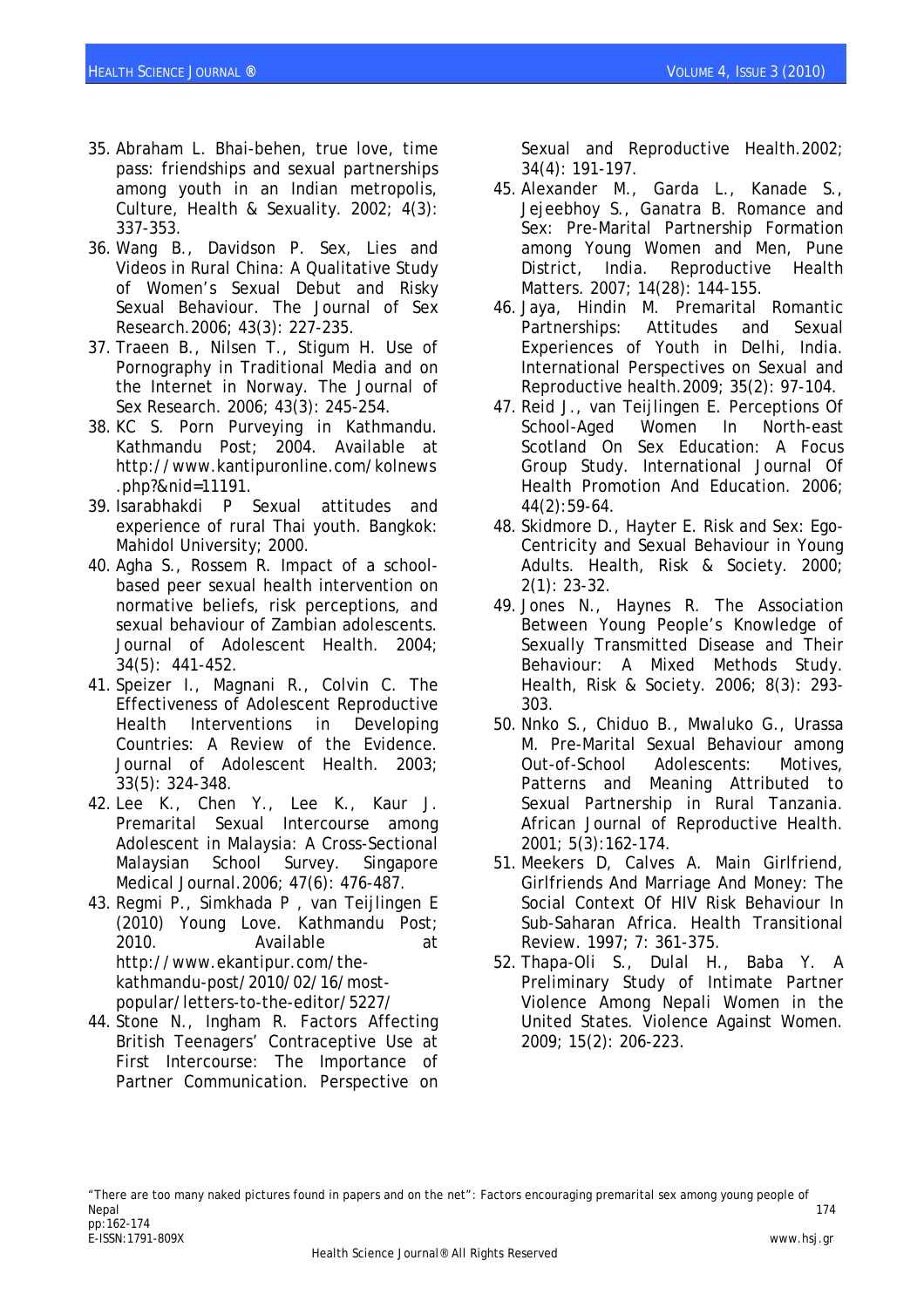35. Abraham L. Bhai-behen, true love, time pass: friendships and sexual partnerships among youth in an Indian metropolis, Culture, Health & Sexuality. 2002; 4(3): 337-353.
36. Wang B., Davidson P. Sex, Lies and Videos in Rural China: A Qualitative Study of Women's Sexual Debut and Risky Sexual Behaviour. The Journal of Sex Research.2006; 43(3): 227-235.
37. Traeen B., Nilsen T., Stigum H. Use of Pornography in Traditional Media and on the Internet in Norway. The Journal of Sex Research. 2006; 43(3): 245-254.
38. KC S. Porn Purveying in Kathmandu. Kathmandu Post; 2004. Available at http://www.kantipuronline.com/kolnews.php?&nid=11191.
39. Isarabhakdi P Sexual attitudes and experience of rural Thai youth. Bangkok: Mahidol University; 2000.
40. Agha S., Rossem R. Impact of a school-based peer sexual health intervention on normative beliefs, risk perceptions, and sexual behaviour of Zambian adolescents. Journal of Adolescent Health. 2004; 34(5): 441-452.
41. Speizer I., Magnani R., Colvin C. The Effectiveness of Adolescent Reproductive Health Interventions in Developing Countries: A Review of the Evidence. Journal of Adolescent Health. 2003; 33(5): 324-348.
42. Lee K., Chen Y., Lee K., Kaur J. Premarital Sexual Intercourse among Adolescent in Malaysia: A Cross-Sectional Malaysian School Survey. Singapore Medical Journal.2006; 47(6): 476-487.
43. Regmi P., Simkhada P , van Teijlingen E (2010) Young Love. Kathmandu Post; 2010. Available at http://www.ekantipur.com/the-kathmandu-post/2010/02/16/most-popular/letters-to-the-editor/5227/
44. Stone N., Ingham R. Factors Affecting British Teenagers' Contraceptive Use at First Intercourse: The Importance of Partner Communication. Perspective on Sexual and Reproductive Health.2002; 34(4): 191-197.
45. Alexander M., Garda L., Kanade S., Jejeebhoy S., Ganatra B. Romance and Sex: Pre-Marital Partnership Formation among Young Women and Men, Pune District, India. Reproductive Health Matters. 2007; 14(28): 144-155.
46. Jaya, Hindin M. Premarital Romantic Partnerships: Attitudes and Sexual Experiences of Youth in Delhi, India. International Perspectives on Sexual and Reproductive health.2009; 35(2): 97-104.
47. Reid J., van Teijlingen E. Perceptions Of School-Aged Women In North-east Scotland On Sex Education: A Focus Group Study. International Journal Of Health Promotion And Education. 2006; 44(2):59-64.
48. Skidmore D., Hayter E. Risk and Sex: Ego-Centricity and Sexual Behaviour in Young Adults. Health, Risk & Society. 2000; 2(1): 23-32.
49. Jones N., Haynes R. The Association Between Young People's Knowledge of Sexually Transmitted Disease and Their Behaviour: A Mixed Methods Study. Health, Risk & Society. 2006; 8(3): 293-303.
50. Nnko S., Chiduo B., Mwaluko G., Urassa M. Pre-Marital Sexual Behaviour among Out-of-School Adolescents: Motives, Patterns and Meaning Attributed to Sexual Partnership in Rural Tanzania. African Journal of Reproductive Health. 2001; 5(3):162-174.
51. Meekers D, Calves A. Main Girlfriend, Girlfriends And Marriage And Money: The Social Context Of HIV Risk Behaviour In Sub-Saharan Africa. Health Transitional Review. 1997; 7: 361-375.
52. Thapa-Oli S., Dulal H., Baba Y. A Preliminary Study of Intimate Partner Violence Among Nepali Women in the United States. Violence Against Women. 2009; 15(2): 206-223.